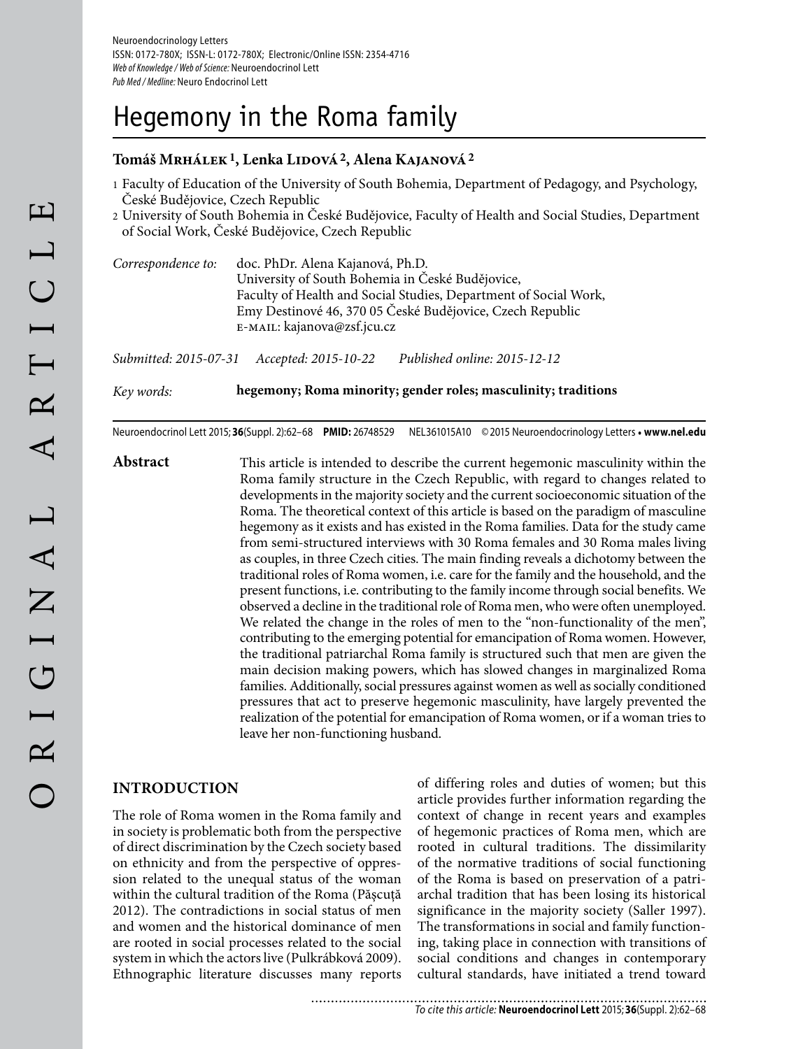# Hegemony in the Roma family

**Tomáš Mrhálek [1], Lenka Lidová [2], Alena Kajanová [2]**

1 Faculty of Education of the University of South Bohemia, Department of Pedagogy, and Psychology, České Budějovice, Czech Republic
2 University of South Bohemia in České Budějovice, Faculty of Health and Social Studies, Department of Social Work, České Budějovice, Czech Republic

*Correspondence to:* doc. PhDr. Alena Kajanová, Ph.D.
University of South Bohemia in České Budějovice,
Faculty of Health and Social Studies, Department of Social Work,
Emy Destinové 46, 370 05 České Budějovice, Czech Republic
e-mail: kajanova@zsf.jcu.cz

*Submitted: 2015-07-31* *Accepted: 2015-10-22* *Published online: 2015-12-12*

*Key words:* **hegemony; Roma minority; gender roles; masculinity; traditions**

Neuroendocrinol Lett 2015; **36**(Suppl. 2):62–68 **PMID:** 26748529 NEL361015A10 © 2015 Neuroendocrinology Letters • **www.nel.edu**

**Abstract** This article is intended to describe the current hegemonic masculinity within the Roma family structure in the Czech Republic, with regard to changes related to developments in the majority society and the current socioeconomic situation of the Roma. The theoretical context of this article is based on the paradigm of masculine hegemony as it exists and has existed in the Roma families. Data for the study came from semi-structured interviews with 30 Roma females and 30 Roma males living as couples, in three Czech cities. The main finding reveals a dichotomy between the traditional roles of Roma women, i.e. care for the family and the household, and the present functions, i.e. contributing to the family income through social benefits. We observed a decline in the traditional role of Roma men, who were often unemployed. We related the change in the roles of men to the "non-functionality of the men", contributing to the emerging potential for emancipation of Roma women. However, the traditional patriarchal Roma family is structured such that men are given the main decision making powers, which has slowed changes in marginalized Roma families. Additionally, social pressures against women as well as socially conditioned pressures that act to preserve hegemonic masculinity, have largely prevented the realization of the potential for emancipation of Roma women, or if a woman tries to leave her non-functioning husband.

## INTRODUCTION

The role of Roma women in the Roma family and in society is problematic both from the perspective of direct discrimination by the Czech society based on ethnicity and from the perspective of oppression related to the unequal status of the woman within the cultural tradition of the Roma (Pășcuță 2012). The contradictions in social status of men and women and the historical dominance of men are rooted in social processes related to the social system in which the actors live (Pulkrábková 2009). Ethnographic literature discusses many reports of differing roles and duties of women; but this article provides further information regarding the context of change in recent years and examples of hegemonic practices of Roma men, which are rooted in cultural traditions. The dissimilarity of the normative traditions of social functioning of the Roma is based on preservation of a patriarchal tradition that has been losing its historical significance in the majority society (Saller 1997). The transformations in social and family functioning, taking place in connection with transitions of social conditions and changes in contemporary cultural standards, have initiated a trend toward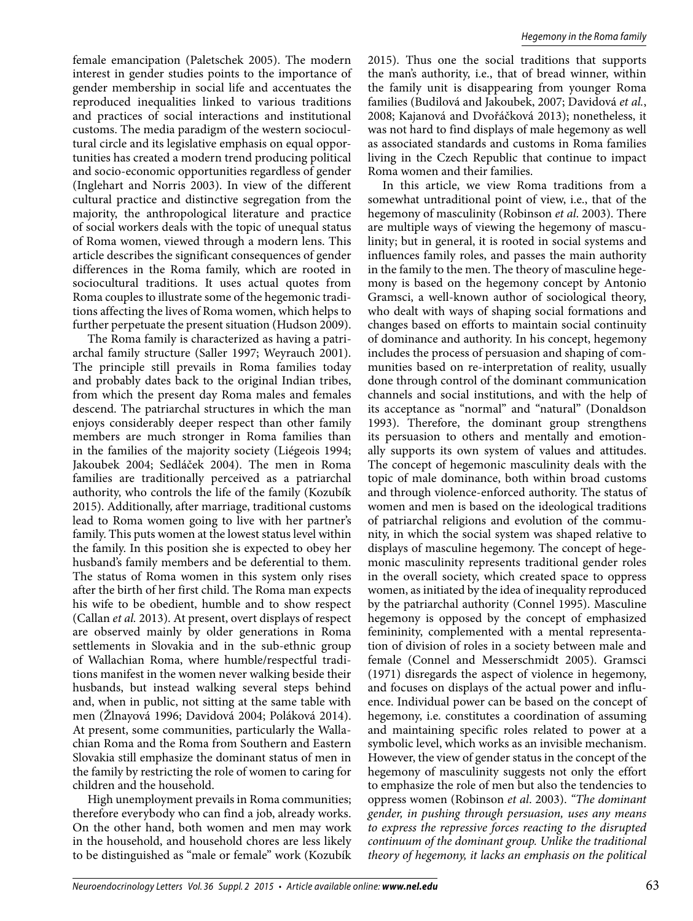female emancipation (Paletschek 2005). The modern interest in gender studies points to the importance of gender membership in social life and accentuates the reproduced inequalities linked to various traditions and practices of social interactions and institutional customs. The media paradigm of the western sociocultural circle and its legislative emphasis on equal opportunities has created a modern trend producing political and socio-economic opportunities regardless of gender (Inglehart and Norris 2003). In view of the different cultural practice and distinctive segregation from the majority, the anthropological literature and practice of social workers deals with the topic of unequal status of Roma women, viewed through a modern lens. This article describes the significant consequences of gender differences in the Roma family, which are rooted in sociocultural traditions. It uses actual quotes from Roma couples to illustrate some of the hegemonic traditions affecting the lives of Roma women, which helps to further perpetuate the present situation (Hudson 2009).

The Roma family is characterized as having a patriarchal family structure (Saller 1997; Weyrauch 2001). The principle still prevails in Roma families today and probably dates back to the original Indian tribes, from which the present day Roma males and females descend. The patriarchal structures in which the man enjoys considerably deeper respect than other family members are much stronger in Roma families than in the families of the majority society (Liégeois 1994; Jakoubek 2004; Sedláček 2004). The men in Roma families are traditionally perceived as a patriarchal authority, who controls the life of the family (Kozubík 2015). Additionally, after marriage, traditional customs lead to Roma women going to live with her partner's family. This puts women at the lowest status level within the family. In this position she is expected to obey her husband's family members and be deferential to them. The status of Roma women in this system only rises after the birth of her first child. The Roma man expects his wife to be obedient, humble and to show respect (Callan *et al.* 2013). At present, overt displays of respect are observed mainly by older generations in Roma settlements in Slovakia and in the sub-ethnic group of Wallachian Roma, where humble/respectful traditions manifest in the women never walking beside their husbands, but instead walking several steps behind and, when in public, not sitting at the same table with men (Žlnayová 1996; Davidová 2004; Poláková 2014). At present, some communities, particularly the Wallachian Roma and the Roma from Southern and Eastern Slovakia still emphasize the dominant status of men in the family by restricting the role of women to caring for children and the household.

High unemployment prevails in Roma communities; therefore everybody who can find a job, already works. On the other hand, both women and men may work in the household, and household chores are less likely to be distinguished as "male or female" work (Kozubík 2015). Thus one the social traditions that supports the man's authority, i.e., that of bread winner, within the family unit is disappearing from younger Roma families (Budilová and Jakoubek, 2007; Davidová *et al.*, 2008; Kajanová and Dvořáčková 2013); nonetheless, it was not hard to find displays of male hegemony as well as associated standards and customs in Roma families living in the Czech Republic that continue to impact Roma women and their families.

In this article, we view Roma traditions from a somewhat untraditional point of view, i.e., that of the hegemony of masculinity (Robinson *et al.* 2003). There are multiple ways of viewing the hegemony of masculinity; but in general, it is rooted in social systems and influences family roles, and passes the main authority in the family to the men. The theory of masculine hegemony is based on the hegemony concept by Antonio Gramsci, a well-known author of sociological theory, who dealt with ways of shaping social formations and changes based on efforts to maintain social continuity of dominance and authority. In his concept, hegemony includes the process of persuasion and shaping of communities based on re-interpretation of reality, usually done through control of the dominant communication channels and social institutions, and with the help of its acceptance as "normal" and "natural" (Donaldson 1993). Therefore, the dominant group strengthens its persuasion to others and mentally and emotionally supports its own system of values and attitudes. The concept of hegemonic masculinity deals with the topic of male dominance, both within broad customs and through violence-enforced authority. The status of women and men is based on the ideological traditions of patriarchal religions and evolution of the community, in which the social system was shaped relative to displays of masculine hegemony. The concept of hegemonic masculinity represents traditional gender roles in the overall society, which created space to oppress women, as initiated by the idea of inequality reproduced by the patriarchal authority (Connel 1995). Masculine hegemony is opposed by the concept of emphasized femininity, complemented with a mental representation of division of roles in a society between male and female (Connel and Messerschmidt 2005). Gramsci (1971) disregards the aspect of violence in hegemony, and focuses on displays of the actual power and influence. Individual power can be based on the concept of hegemony, i.e. constitutes a coordination of assuming and maintaining specific roles related to power at a symbolic level, which works as an invisible mechanism. However, the view of gender status in the concept of the hegemony of masculinity suggests not only the effort to emphasize the role of men but also the tendencies to oppress women (Robinson *et al.* 2003). *"The dominant gender, in pushing through persuasion, uses any means to express the repressive forces reacting to the disrupted continuum of the dominant group. Unlike the traditional theory of hegemony, it lacks an emphasis on the political*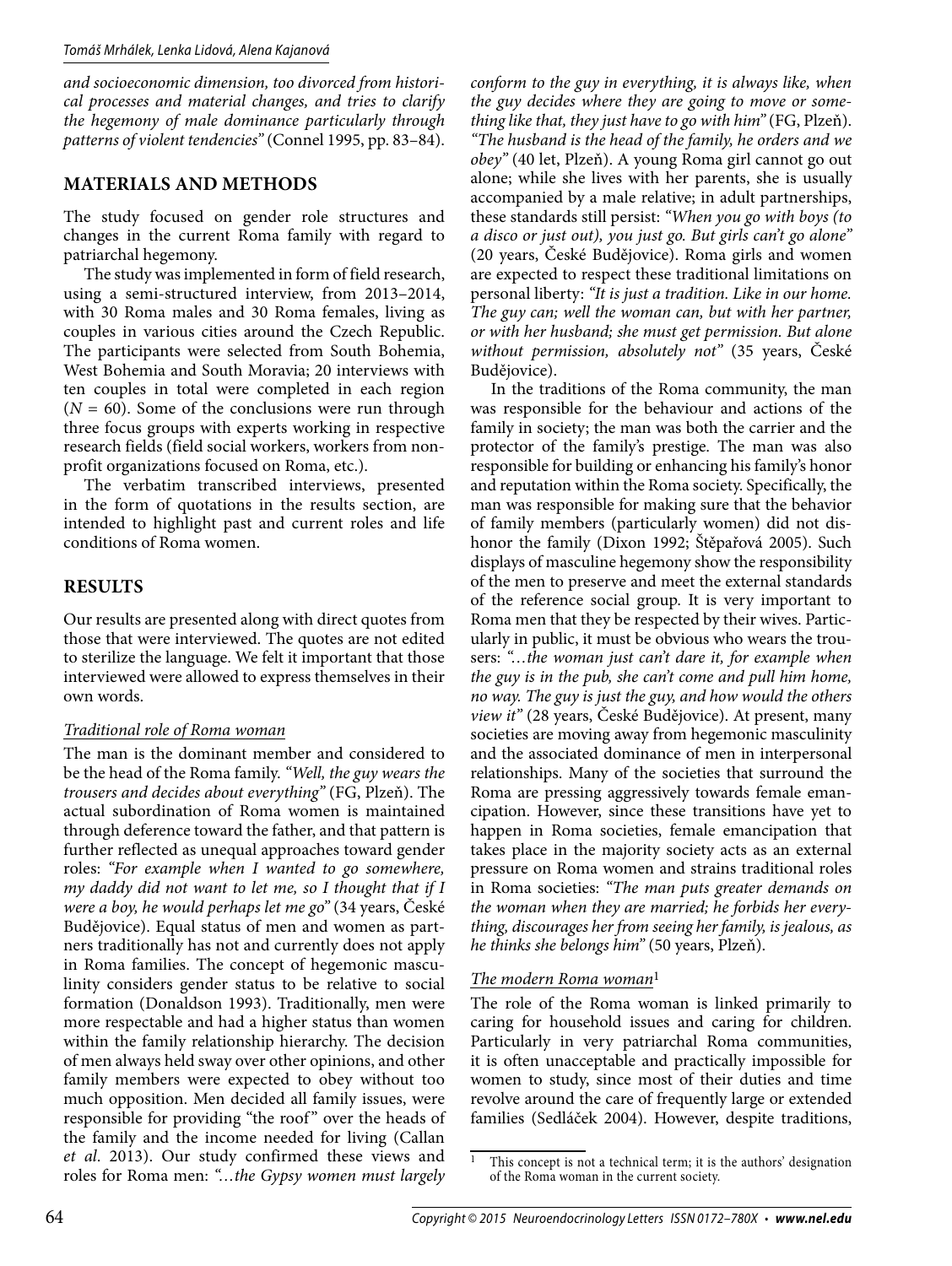*and socioeconomic dimension, too divorced from historical processes and material changes, and tries to clarify the hegemony of male dominance particularly through patterns of violent tendencies"* (Connel 1995, pp. 83–84).

## MATERIALS AND METHODS

The study focused on gender role structures and changes in the current Roma family with regard to patriarchal hegemony.

The study was implemented in form of field research, using a semi-structured interview, from 2013–2014, with 30 Roma males and 30 Roma females, living as couples in various cities around the Czech Republic. The participants were selected from South Bohemia, West Bohemia and South Moravia; 20 interviews with ten couples in total were completed in each region ($N = 60$). Some of the conclusions were run through three focus groups with experts working in respective research fields (field social workers, workers from non-profit organizations focused on Roma, etc.).

The verbatim transcribed interviews, presented in the form of quotations in the results section, are intended to highlight past and current roles and life conditions of Roma women.

## RESULTS

Our results are presented along with direct quotes from those that were interviewed. The quotes are not edited to sterilize the language. We felt it important that those interviewed were allowed to express themselves in their own words.

### Traditional role of Roma woman

The man is the dominant member and considered to be the head of the Roma family. *"Well, the guy wears the trousers and decides about everything"* (FG, Plzeň). The actual subordination of Roma women is maintained through deference toward the father, and that pattern is further reflected as unequal approaches toward gender roles: *"For example when I wanted to go somewhere, my daddy did not want to let me, so I thought that if I were a boy, he would perhaps let me go"* (34 years, České Budějovice). Equal status of men and women as partners traditionally has not and currently does not apply in Roma families. The concept of hegemonic masculinity considers gender status to be relative to social formation (Donaldson 1993). Traditionally, men were more respectable and had a higher status than women within the family relationship hierarchy. The decision of men always held sway over other opinions, and other family members were expected to obey without too much opposition. Men decided all family issues, were responsible for providing "the roof" over the heads of the family and the income needed for living (Callan *et al*. 2013). Our study confirmed these views and roles for Roma men: *"...the Gypsy women must largely conform to the guy in everything, it is always like, when the guy decides where they are going to move or something like that, they just have to go with him"* (FG, Plzeň). *"The husband is the head of the family, he orders and we obey"* (40 let, Plzeň). A young Roma girl cannot go out alone; while she lives with her parents, she is usually accompanied by a male relative; in adult partnerships, these standards still persist: *"When you go with boys (to a disco or just out), you just go. But girls can't go alone"* (20 years, České Budějovice). Roma girls and women are expected to respect these traditional limitations on personal liberty: *"It is just a tradition. Like in our home. The guy can; well the woman can, but with her partner, or with her husband; she must get permission. But alone without permission, absolutely not"* (35 years, České Budějovice).

In the traditions of the Roma community, the man was responsible for the behaviour and actions of the family in society; the man was both the carrier and the protector of the family's prestige. The man was also responsible for building or enhancing his family's honor and reputation within the Roma society. Specifically, the man was responsible for making sure that the behavior of family members (particularly women) did not dishonor the family (Dixon 1992; Štěpařová 2005). Such displays of masculine hegemony show the responsibility of the men to preserve and meet the external standards of the reference social group. It is very important to Roma men that they be respected by their wives. Particularly in public, it must be obvious who wears the trousers: *"...the woman just can't dare it, for example when the guy is in the pub, she can't come and pull him home, no way. The guy is just the guy, and how would the others view it"* (28 years, České Budějovice). At present, many societies are moving away from hegemonic masculinity and the associated dominance of men in interpersonal relationships. Many of the societies that surround the Roma are pressing aggressively towards female emancipation. However, since these transitions have yet to happen in Roma societies, female emancipation that takes place in the majority society acts as an external pressure on Roma women and strains traditional roles in Roma societies: *"The man puts greater demands on the woman when they are married; he forbids her everything, discourages her from seeing her family, is jealous, as he thinks she belongs him"* (50 years, Plzeň).

### The modern Roma woman[1]

The role of the Roma woman is linked primarily to caring for household issues and caring for children. Particularly in very patriarchal Roma communities, it is often unacceptable and practically impossible for women to study, since most of their duties and time revolve around the care of frequently large or extended families (Sedláček 2004). However, despite traditions,

[1] This concept is not a technical term; it is the authors' designation of the Roma woman in the current society.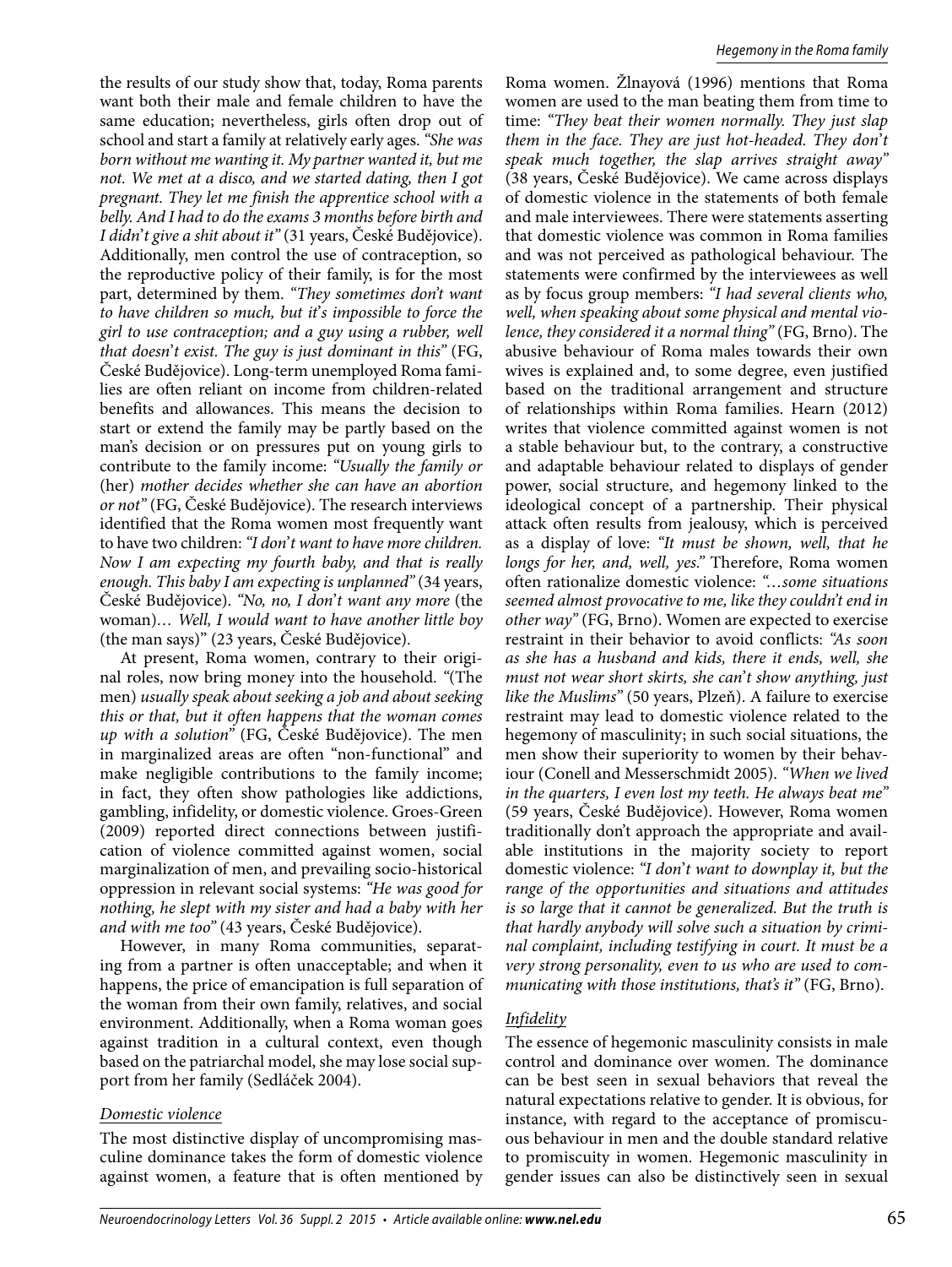the results of our study show that, today, Roma parents want both their male and female children to have the same education; nevertheless, girls often drop out of school and start a family at relatively early ages. *"She was born without me wanting it. My partner wanted it, but me not. We met at a disco, and we started dating, then I got pregnant. They let me finish the apprentice school with a belly. And I had to do the exams 3 months before birth and I didn't give a shit about it"* (31 years, České Budějovice). Additionally, men control the use of contraception, so the reproductive policy of their family, is for the most part, determined by them. *"They sometimes don't want to have children so much, but it's impossible to force the girl to use contraception; and a guy using a rubber, well that doesn't exist. The guy is just dominant in this"* (FG, České Budějovice). Long-term unemployed Roma families are often reliant on income from children-related benefits and allowances. This means the decision to start or extend the family may be partly based on the man's decision or on pressures put on young girls to contribute to the family income: *"Usually the family or* (her) *mother decides whether she can have an abortion or not"* (FG, České Budějovice). The research interviews identified that the Roma women most frequently want to have two children: *"I don't want to have more children. Now I am expecting my fourth baby, and that is really enough. This baby I am expecting is unplanned"* (34 years, České Budějovice). *"No, no, I don't want any more* (the woman)*… Well, I would want to have another little boy* (the man says)*"* (23 years, České Budějovice).

At present, Roma women, contrary to their original roles, now bring money into the household. *"*(The men) *usually speak about seeking a job and about seeking this or that, but it often happens that the woman comes up with a solution"* (FG, České Budějovice). The men in marginalized areas are often "non-functional" and make negligible contributions to the family income; in fact, they often show pathologies like addictions, gambling, infidelity, or domestic violence. Groes-Green (2009) reported direct connections between justification of violence committed against women, social marginalization of men, and prevailing socio-historical oppression in relevant social systems: *"He was good for nothing, he slept with my sister and had a baby with her and with me too"* (43 years, České Budějovice).

However, in many Roma communities, separating from a partner is often unacceptable; and when it happens, the price of emancipation is full separation of the woman from their own family, relatives, and social environment. Additionally, when a Roma woman goes against tradition in a cultural context, even though based on the patriarchal model, she may lose social support from her family (Sedláček 2004).

### Domestic violence

The most distinctive display of uncompromising masculine dominance takes the form of domestic violence against women, a feature that is often mentioned by Roma women. Žlnayová (1996) mentions that Roma women are used to the man beating them from time to time: *"They beat their women normally. They just slap them in the face. They are just hot-headed. They don't speak much together, the slap arrives straight away"* (38 years, České Budějovice). We came across displays of domestic violence in the statements of both female and male interviewees. There were statements asserting that domestic violence was common in Roma families and was not perceived as pathological behaviour. The statements were confirmed by the interviewees as well as by focus group members: *"I had several clients who, well, when speaking about some physical and mental violence, they considered it a normal thing"* (FG, Brno). The abusive behaviour of Roma males towards their own wives is explained and, to some degree, even justified based on the traditional arrangement and structure of relationships within Roma families. Hearn (2012) writes that violence committed against women is not a stable behaviour but, to the contrary, a constructive and adaptable behaviour related to displays of gender power, social structure, and hegemony linked to the ideological concept of a partnership. Their physical attack often results from jealousy, which is perceived as a display of love: *"It must be shown, well, that he longs for her, and, well, yes."* Therefore, Roma women often rationalize domestic violence: *"…some situations seemed almost provocative to me, like they couldn't end in other way"* (FG, Brno). Women are expected to exercise restraint in their behavior to avoid conflicts: *"As soon as she has a husband and kids, there it ends, well, she must not wear short skirts, she can't show anything, just like the Muslims"* (50 years, Plzeň). A failure to exercise restraint may lead to domestic violence related to the hegemony of masculinity; in such social situations, the men show their superiority to women by their behaviour (Conell and Messerschmidt 2005). *"When we lived in the quarters, I even lost my teeth. He always beat me"* (59 years, České Budějovice). However, Roma women traditionally don't approach the appropriate and available institutions in the majority society to report domestic violence: *"I don't want to downplay it, but the range of the opportunities and situations and attitudes is so large that it cannot be generalized. But the truth is that hardly anybody will solve such a situation by criminal complaint, including testifying in court. It must be a very strong personality, even to us who are used to communicating with those institutions, that's it"* (FG, Brno).

### Infidelity

The essence of hegemonic masculinity consists in male control and dominance over women. The dominance can be best seen in sexual behaviors that reveal the natural expectations relative to gender. It is obvious, for instance, with regard to the acceptance of promiscuous behaviour in men and the double standard relative to promiscuity in women. Hegemonic masculinity in gender issues can also be distinctively seen in sexual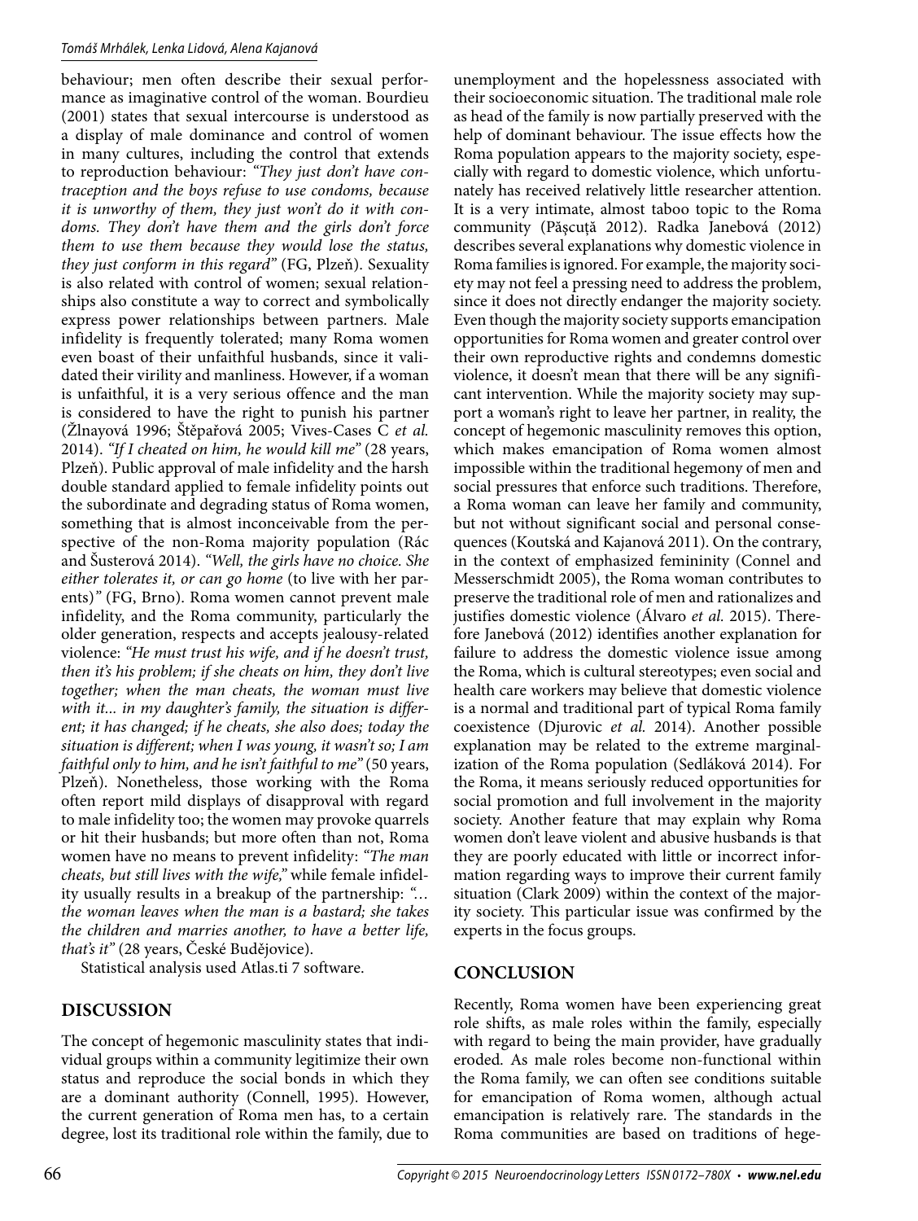behaviour; men often describe their sexual performance as imaginative control of the woman. Bourdieu (2001) states that sexual intercourse is understood as a display of male dominance and control of women in many cultures, including the control that extends to reproduction behaviour: *"They just don't have contraception and the boys refuse to use condoms, because it is unworthy of them, they just won't do it with condoms. They don't have them and the girls don't force them to use them because they would lose the status, they just conform in this regard"* (FG, Plzeň). Sexuality is also related with control of women; sexual relationships also constitute a way to correct and symbolically express power relationships between partners. Male infidelity is frequently tolerated; many Roma women even boast of their unfaithful husbands, since it validated their virility and manliness. However, if a woman is unfaithful, it is a very serious offence and the man is considered to have the right to punish his partner (Žlnayová 1996; Štěpařová 2005; Vives-Cases C *et al.* 2014). *"If I cheated on him, he would kill me"* (28 years, Plzeň). Public approval of male infidelity and the harsh double standard applied to female infidelity points out the subordinate and degrading status of Roma women, something that is almost inconceivable from the perspective of the non-Roma majority population (Rác and Šusterová 2014). *"Well, the girls have no choice. She either tolerates it, or can go home* (to live with her parents)*"* (FG, Brno). Roma women cannot prevent male infidelity, and the Roma community, particularly the older generation, respects and accepts jealousy-related violence: *"He must trust his wife, and if he doesn't trust, then it's his problem; if she cheats on him, they don't live together; when the man cheats, the woman must live with it... in my daughter's family, the situation is different; it has changed; if he cheats, she also does; today the situation is different; when I was young, it wasn't so; I am faithful only to him, and he isn't faithful to me"* (50 years, Plzeň). Nonetheless, those working with the Roma often report mild displays of disapproval with regard to male infidelity too; the women may provoke quarrels or hit their husbands; but more often than not, Roma women have no means to prevent infidelity: *"The man cheats, but still lives with the wife,"* while female infidelity usually results in a breakup of the partnership: *"... the woman leaves when the man is a bastard; she takes the children and marries another, to have a better life, that's it"* (28 years, České Budějovice).

Statistical analysis used Atlas.ti 7 software.

## DISCUSSION

The concept of hegemonic masculinity states that individual groups within a community legitimize their own status and reproduce the social bonds in which they are a dominant authority (Connell, 1995). However, the current generation of Roma men has, to a certain degree, lost its traditional role within the family, due to unemployment and the hopelessness associated with their socioeconomic situation. The traditional male role as head of the family is now partially preserved with the help of dominant behaviour. The issue effects how the Roma population appears to the majority society, especially with regard to domestic violence, which unfortunately has received relatively little researcher attention. It is a very intimate, almost taboo topic to the Roma community (Păşcuţă 2012). Radka Janebová (2012) describes several explanations why domestic violence in Roma families is ignored. For example, the majority society may not feel a pressing need to address the problem, since it does not directly endanger the majority society. Even though the majority society supports emancipation opportunities for Roma women and greater control over their own reproductive rights and condemns domestic violence, it doesn't mean that there will be any significant intervention. While the majority society may support a woman's right to leave her partner, in reality, the concept of hegemonic masculinity removes this option, which makes emancipation of Roma women almost impossible within the traditional hegemony of men and social pressures that enforce such traditions. Therefore, a Roma woman can leave her family and community, but not without significant social and personal consequences (Koutská and Kajanová 2011). On the contrary, in the context of emphasized femininity (Connel and Messerschmidt 2005), the Roma woman contributes to preserve the traditional role of men and rationalizes and justifies domestic violence (Álvaro *et al.* 2015). Therefore Janebová (2012) identifies another explanation for failure to address the domestic violence issue among the Roma, which is cultural stereotypes; even social and health care workers may believe that domestic violence is a normal and traditional part of typical Roma family coexistence (Djurovic *et al.* 2014). Another possible explanation may be related to the extreme marginalization of the Roma population (Sedláková 2014). For the Roma, it means seriously reduced opportunities for social promotion and full involvement in the majority society. Another feature that may explain why Roma women don't leave violent and abusive husbands is that they are poorly educated with little or incorrect information regarding ways to improve their current family situation (Clark 2009) within the context of the majority society. This particular issue was confirmed by the experts in the focus groups.

## CONCLUSION

Recently, Roma women have been experiencing great role shifts, as male roles within the family, especially with regard to being the main provider, have gradually eroded. As male roles become non-functional within the Roma family, we can often see conditions suitable for emancipation of Roma women, although actual emancipation is relatively rare. The standards in the Roma communities are based on traditions of hege-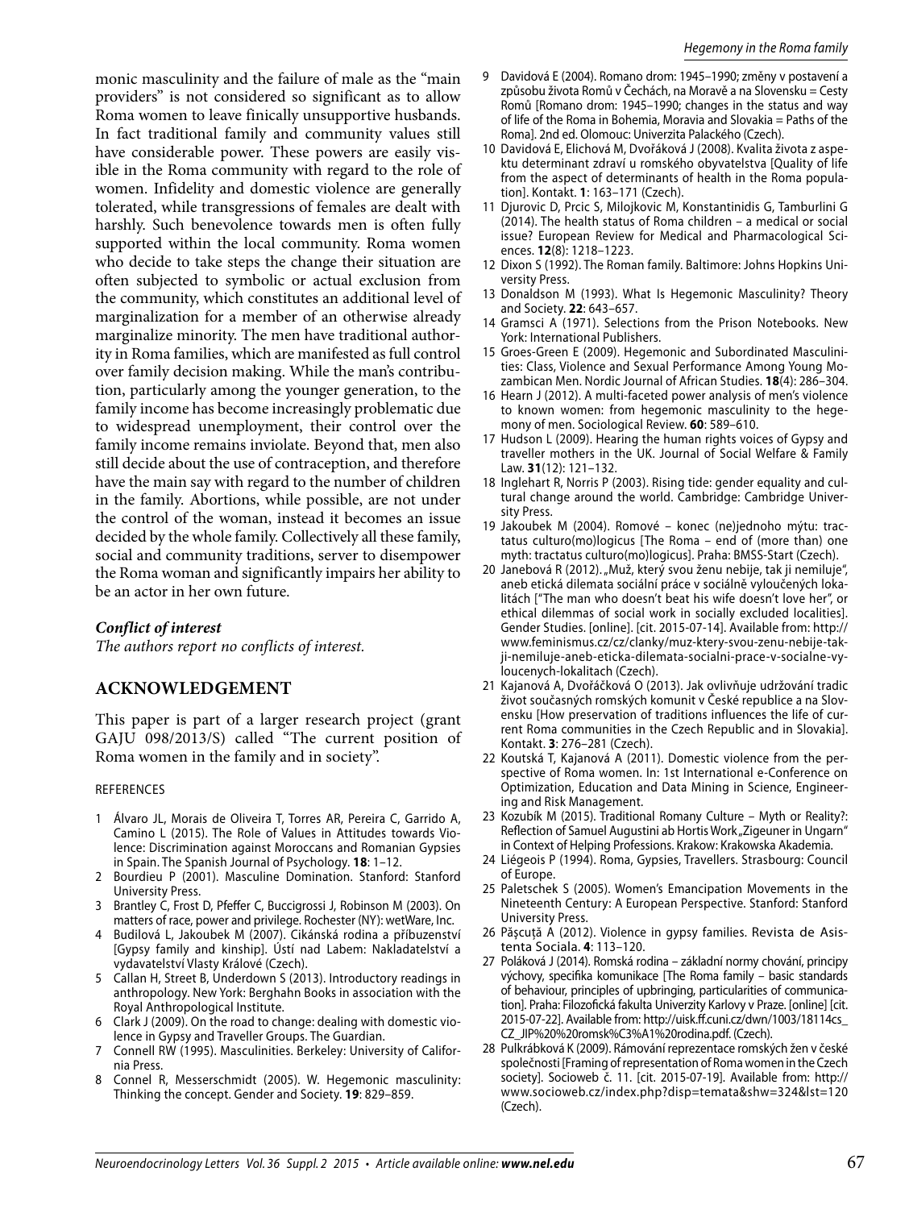monic masculinity and the failure of male as the "main providers" is not considered so significant as to allow Roma women to leave finically unsupportive husbands. In fact traditional family and community values still have considerable power. These powers are easily visible in the Roma community with regard to the role of women. Infidelity and domestic violence are generally tolerated, while transgressions of females are dealt with harshly. Such benevolence towards men is often fully supported within the local community. Roma women who decide to take steps the change their situation are often subjected to symbolic or actual exclusion from the community, which constitutes an additional level of marginalization for a member of an otherwise already marginalize minority. The men have traditional authority in Roma families, which are manifested as full control over family decision making. While the man's contribution, particularly among the younger generation, to the family income has become increasingly problematic due to widespread unemployment, their control over the family income remains inviolate. Beyond that, men also still decide about the use of contraception, and therefore have the main say with regard to the number of children in the family. Abortions, while possible, are not under the control of the woman, instead it becomes an issue decided by the whole family. Collectively all these family, social and community traditions, server to disempower the Roma woman and significantly impairs her ability to be an actor in her own future.

### *Conflict of interest*

*The authors report no conflicts of interest.*

## ACKNOWLEDGEMENT

This paper is part of a larger research project (grant GAJU 098/2013/S) called "The current position of Roma women in the family and in society".

### REFERENCES

1. Álvaro JL, Morais de Oliveira T, Torres AR, Pereira C, Garrido A, Camino L (2015). The Role of Values in Attitudes towards Violence: Discrimination against Moroccans and Romanian Gypsies in Spain. The Spanish Journal of Psychology. **18**: 1–12.
2. Bourdieu P (2001). Masculine Domination. Stanford: Stanford University Press.
3. Brantley C, Frost D, Pfeffer C, Buccigrossi J, Robinson M (2003). On matters of race, power and privilege. Rochester (NY): wetWare, Inc.
4. Budilová L, Jakoubek M (2007). Cikánská rodina a příbuzenství [Gypsy family and kinship]. Ústí nad Labem: Nakladatelství a vydavatelství Vlasty Králové (Czech).
5. Callan H, Street B, Underdown S (2013). Introductory readings in anthropology. New York: Berghahn Books in association with the Royal Anthropological Institute.
6. Clark J (2009). On the road to change: dealing with domestic violence in Gypsy and Traveller Groups. The Guardian.
7. Connell RW (1995). Masculinities. Berkeley: University of California Press.
8. Connel R, Messerschmidt (2005). W. Hegemonic masculinity: Thinking the concept. Gender and Society. **19**: 829–859.
9. Davidová E (2004). Romano drom: 1945–1990; změny v postavení a způsobu života Romů v Čechách, na Moravě a na Slovensku = Cesty Romů [Romano drom: 1945–1990; changes in the status and way of life of the Roma in Bohemia, Moravia and Slovakia = Paths of the Roma]. 2nd ed. Olomouc: Univerzita Palackého (Czech).
10. Davidová E, Elichová M, Dvořáková J (2008). Kvalita života z aspektu determinant zdraví u romského obyvatelstva [Quality of life from the aspect of determinants of health in the Roma population]. Kontakt. **1**: 163–171 (Czech).
11. Djurovic D, Prcic S, Milojkovic M, Konstantinidis G, Tamburlini G (2014). The health status of Roma children – a medical or social issue? European Review for Medical and Pharmacological Sciences. **12**(8): 1218–1223.
12. Dixon S (1992). The Roman family. Baltimore: Johns Hopkins University Press.
13. Donaldson M (1993). What Is Hegemonic Masculinity? Theory and Society. **22**: 643–657.
14. Gramsci A (1971). Selections from the Prison Notebooks. New York: International Publishers.
15. Groes-Green E (2009). Hegemonic and Subordinated Masculinities: Class, Violence and Sexual Performance Among Young Mozambican Men. Nordic Journal of African Studies. **18**(4): 286–304.
16. Hearn J (2012). A multi-faceted power analysis of men's violence to known women: from hegemonic masculinity to the hegemony of men. Sociological Review. **60**: 589–610.
17. Hudson L (2009). Hearing the human rights voices of Gypsy and traveller mothers in the UK. Journal of Social Welfare & Family Law. **31**(12): 121–132.
18. Inglehart R, Norris P (2003). Rising tide: gender equality and cultural change around the world. Cambridge: Cambridge University Press.
19. Jakoubek M (2004). Romové – konec (ne)jednoho mýtu: tractatus culturo(mo)logicus [The Roma – end of (more than) one myth: tractatus culturo(mo)logicus]. Praha: BMSS-Start (Czech).
20. Janebová R (2012). „Muž, který svou ženu nebije, tak ji nemiluje", aneb etická dilemata sociální práce v sociálně vyloučených lokalitách ["The man who doesn't beat his wife doesn't love her", or ethical dilemmas of social work in socially excluded localities]. Gender Studies. [online]. [cit. 2015-07-14]. Available from: http://www.feminismus.cz/cz/clanky/muz-ktery-svou-zenu-nebije-takji-nemiluje-aneb-eticka-dilemata-socialni-prace-v-socialne-vyloucenych-lokalitach (Czech).
21. Kajanová A, Dvořáčková O (2013). Jak ovlivňuje udržování tradic život současných romských komunit v České republice a na Slovensku [How preservation of traditions influences the life of current Roma communities in the Czech Republic and in Slovakia]. Kontakt. **3**: 276–281 (Czech).
22. Koutská T, Kajanová A (2011). Domestic violence from the perspective of Roma women. In: 1st International e-Conference on Optimization, Education and Data Mining in Science, Engineering and Risk Management.
23. Kozubík M (2015). Traditional Romany Culture – Myth or Reality?: Reflection of Samuel Augustini ab Hortis Work „Zigeuner in Ungarn" in Context of Helping Professions. Krakow: Krakowska Akademia.
24. Liégeois P (1994). Roma, Gypsies, Travellers. Strasbourg: Council of Europe.
25. Paletschek S (2005). Women's Emancipation Movements in the Nineteenth Century: A European Perspective. Stanford: Stanford University Press.
26. Pășcuță A (2012). Violence in gypsy families. Revista de Asistenta Sociala. **4**: 113–120.
27. Poláková J (2014). Romská rodina – základní normy chování, principy výchovy, specifika komunikace [The Roma family – basic standards of behaviour, principles of upbringing, particularities of communication]. Praha: Filozofická fakulta Univerzity Karlovy v Praze. [online] [cit. 2015-07-22]. Available from: http://uisk.ff.cuni.cz/dwn/1003/18114cs_CZ_JIP%20%20romsk%C3%A1%20rodina.pdf. (Czech).
28. Pulkrábková K (2009). Rámování reprezentace romských žen v české společnosti [Framing of representation of Roma women in the Czech society]. Socioweb č. 11. [cit. 2015-07-19]. Available from: http://www.socioweb.cz/index.php?disp=temata&shw=324&lst=120 (Czech).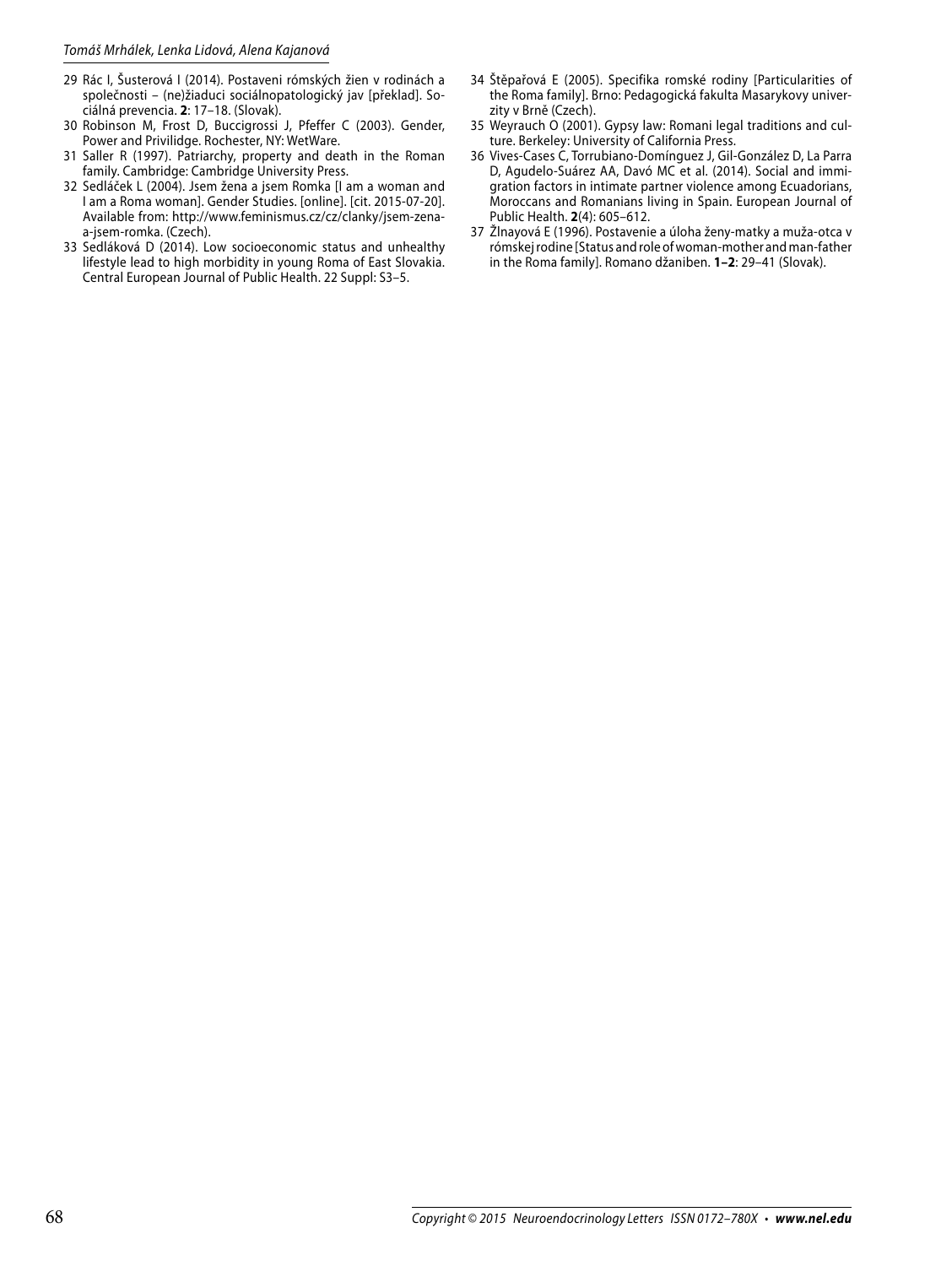29 Rác I, Šusterová I (2014). Postaveni rómských žien v rodinách a společnosti – (ne)žiaduci sociálnopatologický jav [překlad]. Sociálná prevencia. **2**: 17–18. (Slovak).

30 Robinson M, Frost D, Buccigrossi J, Pfeffer C (2003). Gender, Power and Privilidge. Rochester, NY: WetWare.

31 Saller R (1997). Patriarchy, property and death in the Roman family. Cambridge: Cambridge University Press.

32 Sedláček L (2004). Jsem žena a jsem Romka [I am a woman and I am a Roma woman]. Gender Studies. [online]. [cit. 2015-07-20]. Available from: http://www.feminismus.cz/cz/clanky/jsem-zena-a-jsem-romka. (Czech).

33 Sedláková D (2014). Low socioeconomic status and unhealthy lifestyle lead to high morbidity in young Roma of East Slovakia. Central European Journal of Public Health. 22 Suppl: S3–5.

34 Štěpařová E (2005). Specifika romské rodiny [Particularities of the Roma family]. Brno: Pedagogická fakulta Masarykovy univerzity v Brně (Czech).

35 Weyrauch O (2001). Gypsy law: Romani legal traditions and culture. Berkeley: University of California Press.

36 Vives-Cases C, Torrubiano-Domínguez J, Gil-González D, La Parra D, Agudelo-Suárez AA, Davó MC et al. (2014). Social and immigration factors in intimate partner violence among Ecuadorians, Moroccans and Romanians living in Spain. European Journal of Public Health. **2**(4): 605–612.

37 Žlnayová E (1996). Postavenie a úloha ženy-matky a muža-otca v rómskej rodine [Status and role of woman-mother and man-father in the Roma family]. Romano džaniben. **1–2**: 29–41 (Slovak).